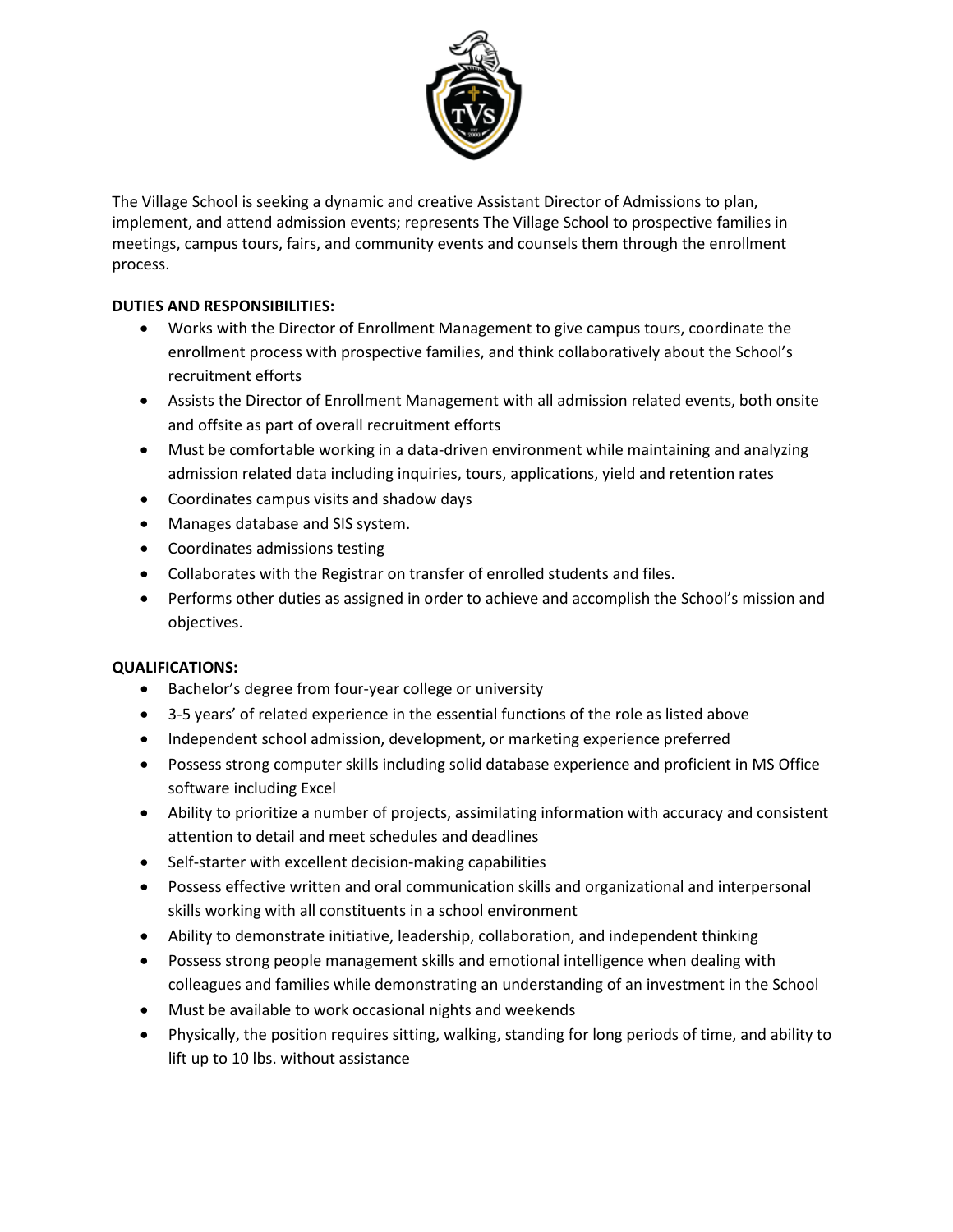The Village School is seeking a dynamic and creative Assistant Director of Admissions to plan, implement, and attend admission events; represents The Village School to prospective families in meetings, campus tours, fairs, and community events and counsels them through the enrollment process.

**DUTIES AND RESPONSIBILITIES:**

- Works with the Director of Enrollment Management to give campus tours, coordinate the enrollment process with prospective families, and think collaboratively about the School's recruitment efforts
- Assists the Director of Enrollment Management with all admission related events, both onsite and offsite as part of overall recruitment efforts
- Must be comfortable working in a data-driven environment while maintaining and analyzing admission related data including inquiries, tours, applications, yield and retention rates
- Coordinates campus visits and shadow days
- Manages database and SIS system.
- Coordinates admissions testing
- Collaborates with the Registrar on transfer of enrolled students and files.
- Performs other duties as assigned in order to achieve and accomplish the School's mission and objectives.

**QUALIFICATIONS:**

- Bachelor's degree from four-year college or university
- 3-5 years' of related experience in the essential functions of the role as listed above
- Independent school admission, development, or marketing experience preferred
- Possess strong computer skills including solid database experience and proficient in MS Office software including Excel
- Ability to prioritize a number of projects, assimilating information with accuracy and consistent attention to detail and meet schedules and deadlines
- Self-starter with excellent decision-making capabilities
- Possess effective written and oral communication skills and organizational and interpersonal skills working with all constituents in a school environment
- Ability to demonstrate initiative, leadership, collaboration, and independent thinking
- Possess strong people management skills and emotional intelligence when dealing with colleagues and families while demonstrating an understanding of an investment in the School
- Must be available to work occasional nights and weekends
- Physically, the position requires sitting, walking, standing for long periods of time, and ability to lift up to 10 lbs. without assistance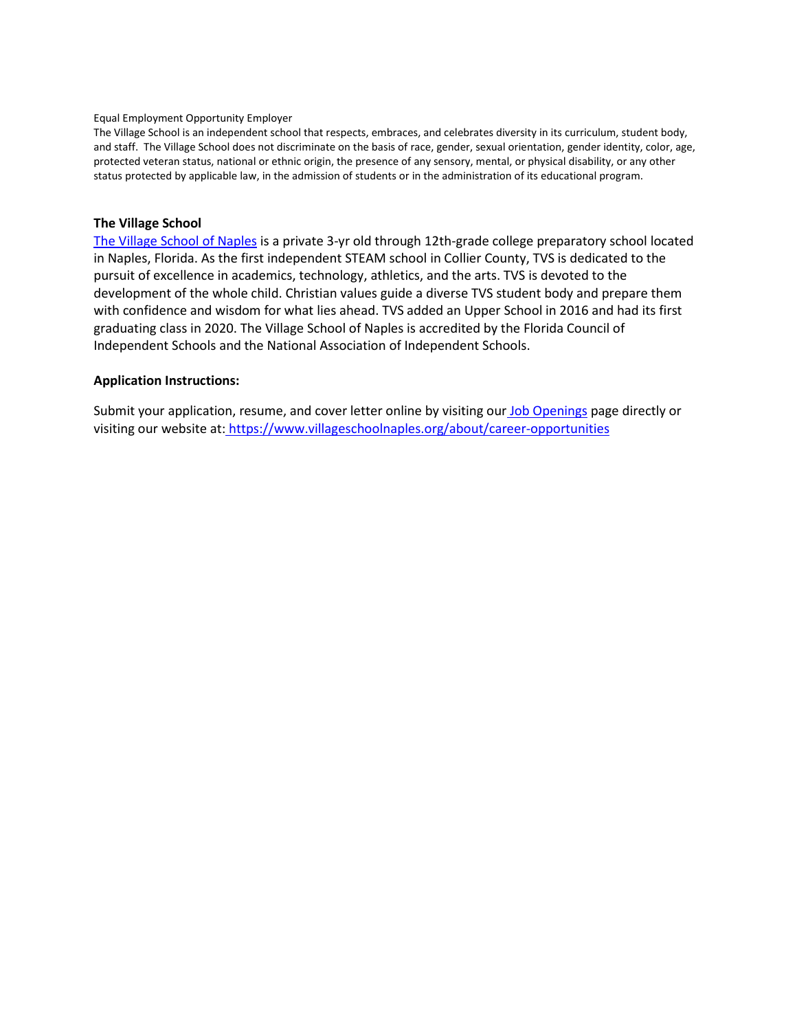Equal Employment Opportunity Employer

The Village School is an independent school that respects, embraces, and celebrates diversity in its curriculum, student body, and staff. The Village School does not discriminate on the basis of race, gender, sexual orientation, gender identity, color, age, protected veteran status, national or ethnic origin, the presence of any sensory, mental, or physical disability, or any other status protected by applicable law, in the admission of students or in the administration of its educational program.

**The Village School**

[The Village School of Naples](https://www.villageschoolnaples.org) is a private 3-yr old through 12th-grade college preparatory school located in Naples, Florida. As the first independent STEAM school in Collier County, TVS is dedicated to the pursuit of excellence in academics, technology, athletics, and the arts. TVS is devoted to the development of the whole child. Christian values guide a diverse TVS student body and prepare them with confidence and wisdom for what lies ahead. TVS added an Upper School in 2016 and had its first graduating class in 2020. The Village School of Naples is accredited by the Florida Council of Independent Schools and the National Association of Independent Schools.

**Application Instructions:**

Submit your application, resume, and cover letter online by visiting our Job Openings page directly or visiting our website at: https://www.villageschoolnaples.org/about/career-opportunities